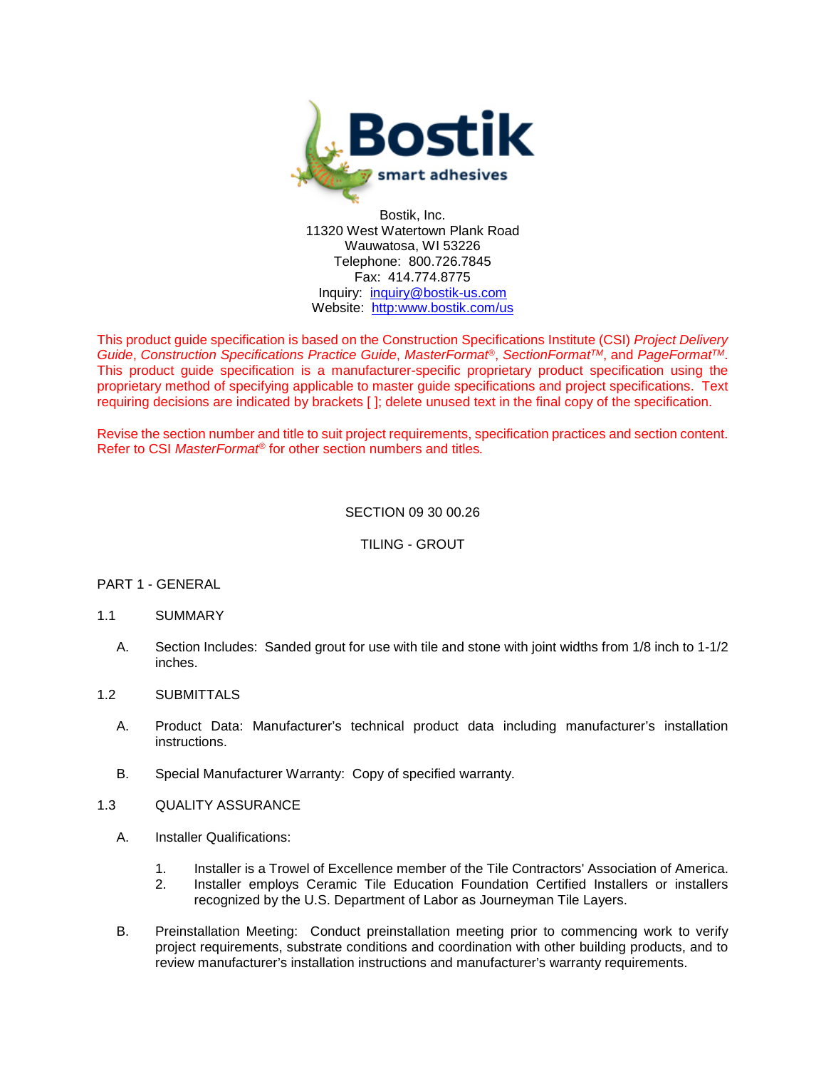Bostik
smart adhesives

Bostik, Inc.
11320 West Watertown Plank Road
Wauwatosa, WI 53226
Telephone: 800.726.7845
Fax: 414.774.8775
Inquiry: inquiry@bostik-us.com
Website: http:www.bostik.com/us

This product guide specification is based on the Construction Specifications Institute (CSI) *Project Delivery Guide*, *Construction Specifications Practice Guide*, *MasterFormat®*, *SectionFormat™*, and *PageFormat™*. This product guide specification is a manufacturer-specific proprietary product specification using the proprietary method of specifying applicable to master guide specifications and project specifications. Text requiring decisions are indicated by brackets [ ]; delete unused text in the final copy of the specification.

Revise the section number and title to suit project requirements, specification practices and section content. Refer to CSI *MasterFormat®* for other section numbers and titles.

# SECTION 09 30 00.26

# TILING - GROUT

## PART 1 - GENERAL

### 1.1 SUMMARY

A. Section Includes: Sanded grout for use with tile and stone with joint widths from 1/8 inch to 1-1/2 inches.

### 1.2 SUBMITTALS

A. Product Data: Manufacturer's technical product data including manufacturer's installation instructions.

B. Special Manufacturer Warranty: Copy of specified warranty.

### 1.3 QUALITY ASSURANCE

A. Installer Qualifications:

1. Installer is a Trowel of Excellence member of the Tile Contractors' Association of America.
2. Installer employs Ceramic Tile Education Foundation Certified Installers or installers recognized by the U.S. Department of Labor as Journeyman Tile Layers.

B. Preinstallation Meeting: Conduct preinstallation meeting prior to commencing work to verify project requirements, substrate conditions and coordination with other building products, and to review manufacturer's installation instructions and manufacturer's warranty requirements.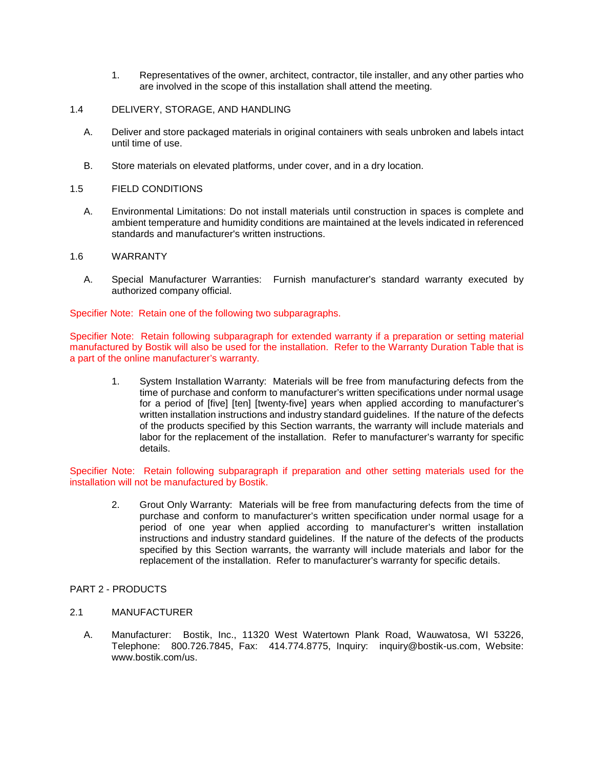1. Representatives of the owner, architect, contractor, tile installer, and any other parties who are involved in the scope of this installation shall attend the meeting.

## 1.4 DELIVERY, STORAGE, AND HANDLING

A. Deliver and store packaged materials in original containers with seals unbroken and labels intact until time of use.

B. Store materials on elevated platforms, under cover, and in a dry location.

## 1.5 FIELD CONDITIONS

A. Environmental Limitations: Do not install materials until construction in spaces is complete and ambient temperature and humidity conditions are maintained at the levels indicated in referenced standards and manufacturer's written instructions.

## 1.6 WARRANTY

A. Special Manufacturer Warranties: Furnish manufacturer's standard warranty executed by authorized company official.

Specifier Note: Retain one of the following two subparagraphs.

Specifier Note: Retain following subparagraph for extended warranty if a preparation or setting material manufactured by Bostik will also be used for the installation. Refer to the Warranty Duration Table that is a part of the online manufacturer's warranty.

1. System Installation Warranty: Materials will be free from manufacturing defects from the time of purchase and conform to manufacturer's written specifications under normal usage for a period of [five] [ten] [twenty-five] years when applied according to manufacturer's written installation instructions and industry standard guidelines. If the nature of the defects of the products specified by this Section warrants, the warranty will include materials and labor for the replacement of the installation. Refer to manufacturer's warranty for specific details.

Specifier Note: Retain following subparagraph if preparation and other setting materials used for the installation will not be manufactured by Bostik.

2. Grout Only Warranty: Materials will be free from manufacturing defects from the time of purchase and conform to manufacturer's written specification under normal usage for a period of one year when applied according to manufacturer's written installation instructions and industry standard guidelines. If the nature of the defects of the products specified by this Section warrants, the warranty will include materials and labor for the replacement of the installation. Refer to manufacturer's warranty for specific details.

# PART 2 - PRODUCTS

## 2.1 MANUFACTURER

A. Manufacturer: Bostik, Inc., 11320 West Watertown Plank Road, Wauwatosa, WI 53226, Telephone: 800.726.7845, Fax: 414.774.8775, Inquiry: inquiry@bostik-us.com, Website: www.bostik.com/us.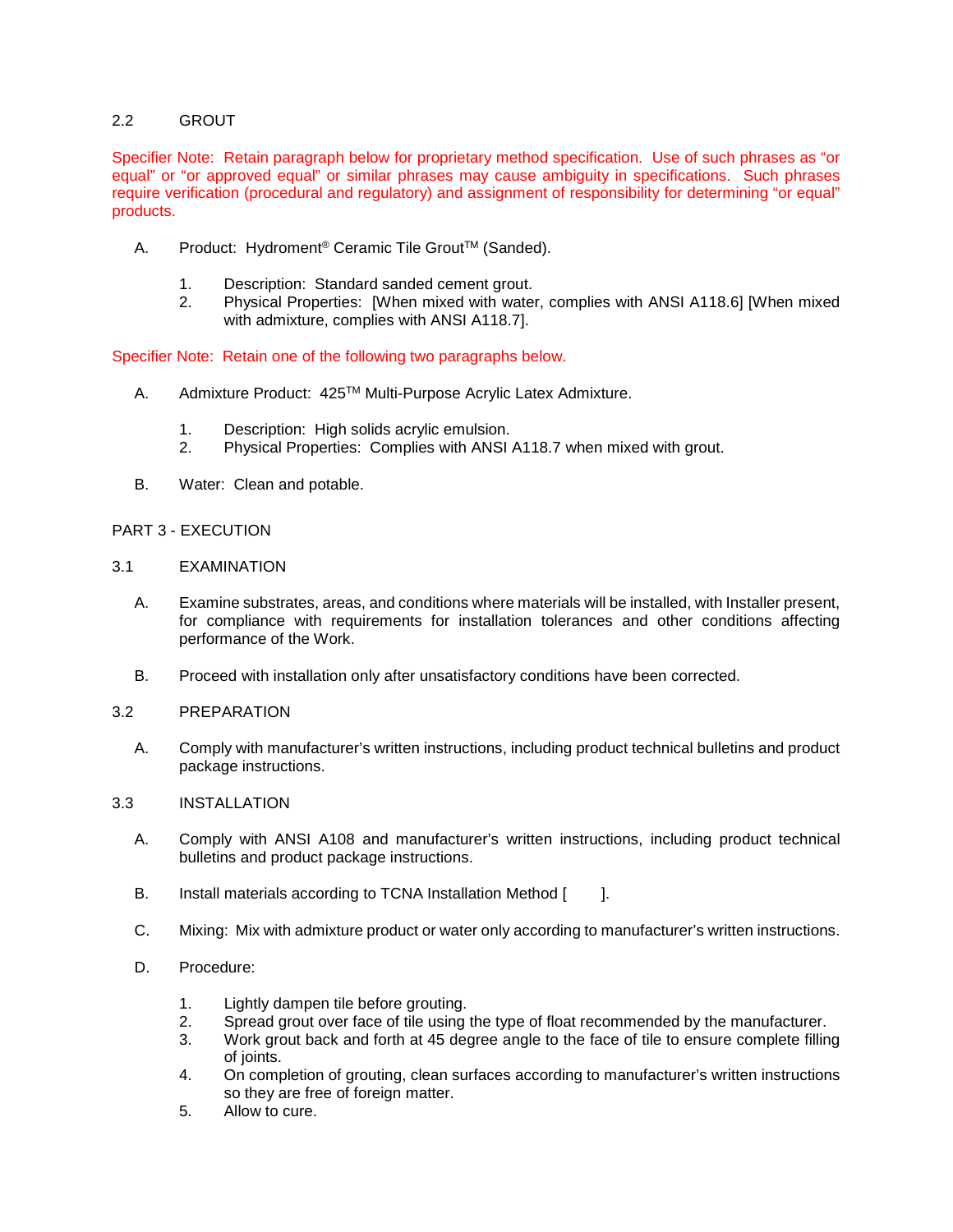## 2.2 GROUT

Specifier Note: Retain paragraph below for proprietary method specification. Use of such phrases as "or equal" or "or approved equal" or similar phrases may cause ambiguity in specifications. Such phrases require verification (procedural and regulatory) and assignment of responsibility for determining "or equal" products.

A. Product: Hydroment® Ceramic Tile Grout™ (Sanded).

1. Description: Standard sanded cement grout.
2. Physical Properties: [When mixed with water, complies with ANSI A118.6] [When mixed with admixture, complies with ANSI A118.7].

Specifier Note: Retain one of the following two paragraphs below.

A. Admixture Product: 425™ Multi-Purpose Acrylic Latex Admixture.

1. Description: High solids acrylic emulsion.
2. Physical Properties: Complies with ANSI A118.7 when mixed with grout.

B. Water: Clean and potable.

# PART 3 - EXECUTION

## 3.1 EXAMINATION

A. Examine substrates, areas, and conditions where materials will be installed, with Installer present, for compliance with requirements for installation tolerances and other conditions affecting performance of the Work.

B. Proceed with installation only after unsatisfactory conditions have been corrected.

## 3.2 PREPARATION

A. Comply with manufacturer's written instructions, including product technical bulletins and product package instructions.

## 3.3 INSTALLATION

A. Comply with ANSI A108 and manufacturer's written instructions, including product technical bulletins and product package instructions.

B. Install materials according to TCNA Installation Method [ ].

C. Mixing: Mix with admixture product or water only according to manufacturer's written instructions.

D. Procedure:

1. Lightly dampen tile before grouting.
2. Spread grout over face of tile using the type of float recommended by the manufacturer.
3. Work grout back and forth at 45 degree angle to the face of tile to ensure complete filling of joints.
4. On completion of grouting, clean surfaces according to manufacturer's written instructions so they are free of foreign matter.
5. Allow to cure.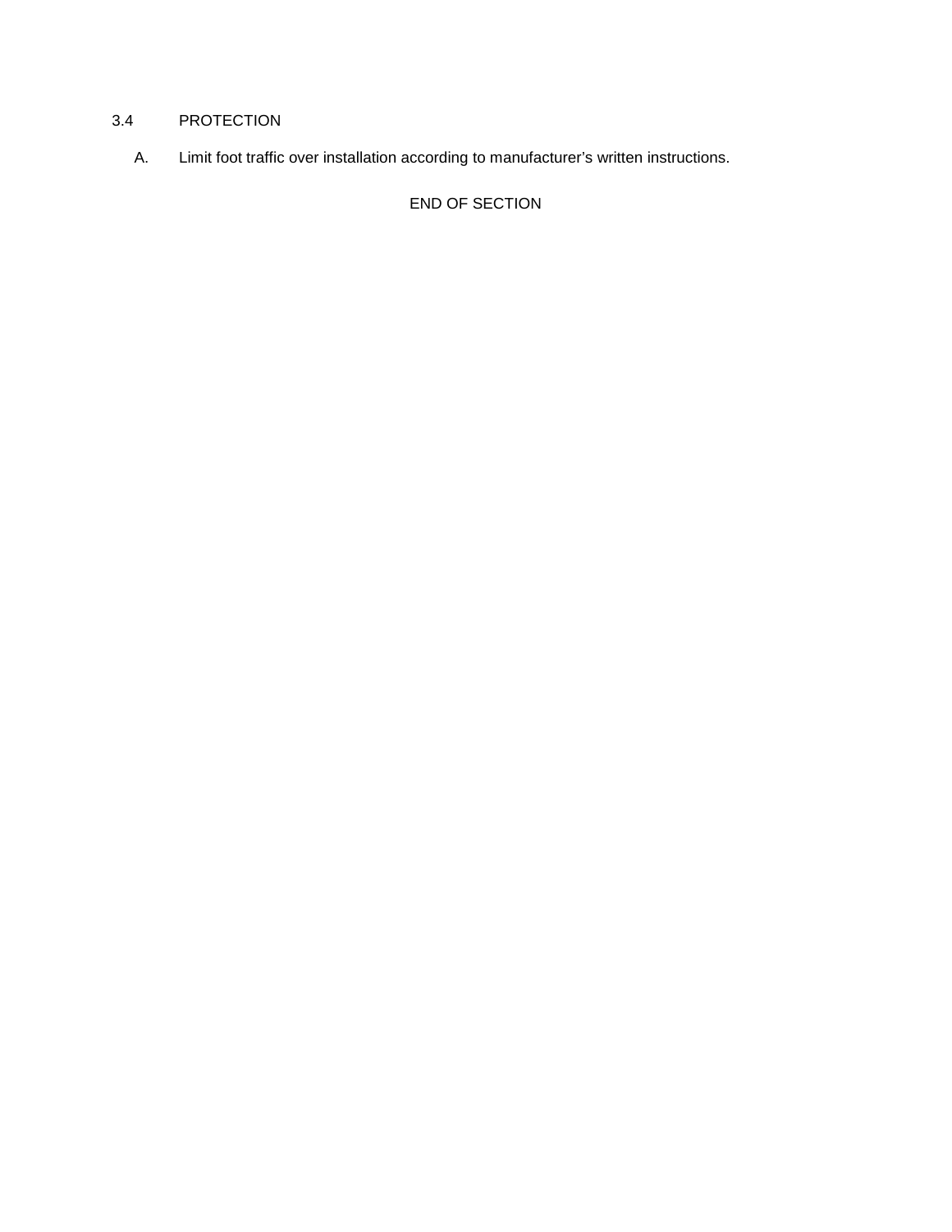## 3.4 PROTECTION

A. Limit foot traffic over installation according to manufacturer’s written instructions.

END OF SECTION